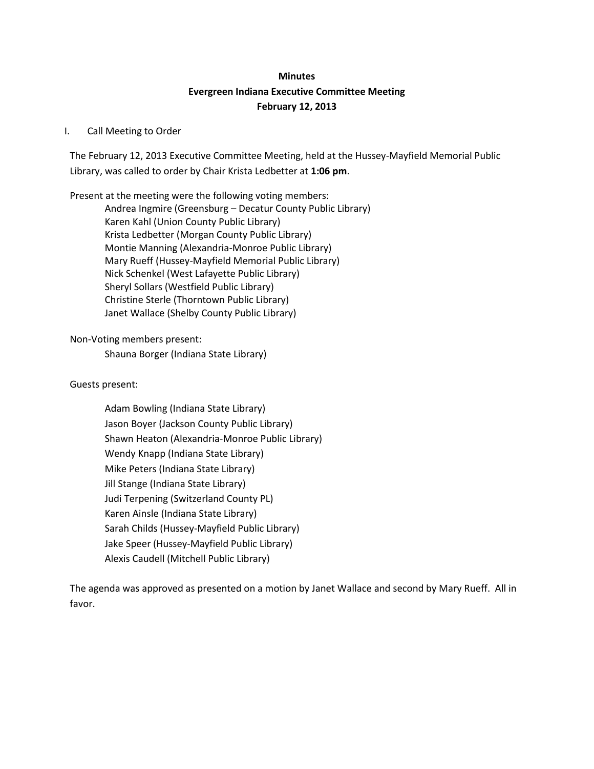**Minutes**
**Evergreen Indiana Executive Committee Meeting**
**February 12, 2013**

I. Call Meeting to Order

The February 12, 2013 Executive Committee Meeting, held at the Hussey-Mayfield Memorial Public Library, was called to order by Chair Krista Ledbetter at **1:06 pm**.

Present at the meeting were the following voting members:

- Andrea Ingmire (Greensburg – Decatur County Public Library)
- Karen Kahl (Union County Public Library)
- Krista Ledbetter (Morgan County Public Library)
- Montie Manning (Alexandria-Monroe Public Library)
- Mary Rueff (Hussey-Mayfield Memorial Public Library)
- Nick Schenkel (West Lafayette Public Library)
- Sheryl Sollars (Westfield Public Library)
- Christine Sterle (Thorntown Public Library)
- Janet Wallace (Shelby County Public Library)

Non-Voting members present:

- Shauna Borger (Indiana State Library)

Guests present:

- Adam Bowling (Indiana State Library)
- Jason Boyer (Jackson County Public Library)
- Shawn Heaton (Alexandria-Monroe Public Library)
- Wendy Knapp (Indiana State Library)
- Mike Peters (Indiana State Library)
- Jill Stange (Indiana State Library)
- Judi Terpening (Switzerland County PL)
- Karen Ainsle (Indiana State Library)
- Sarah Childs (Hussey-Mayfield Public Library)
- Jake Speer (Hussey-Mayfield Public Library)
- Alexis Caudell (Mitchell Public Library)

The agenda was approved as presented on a motion by Janet Wallace and second by Mary Rueff. All in favor.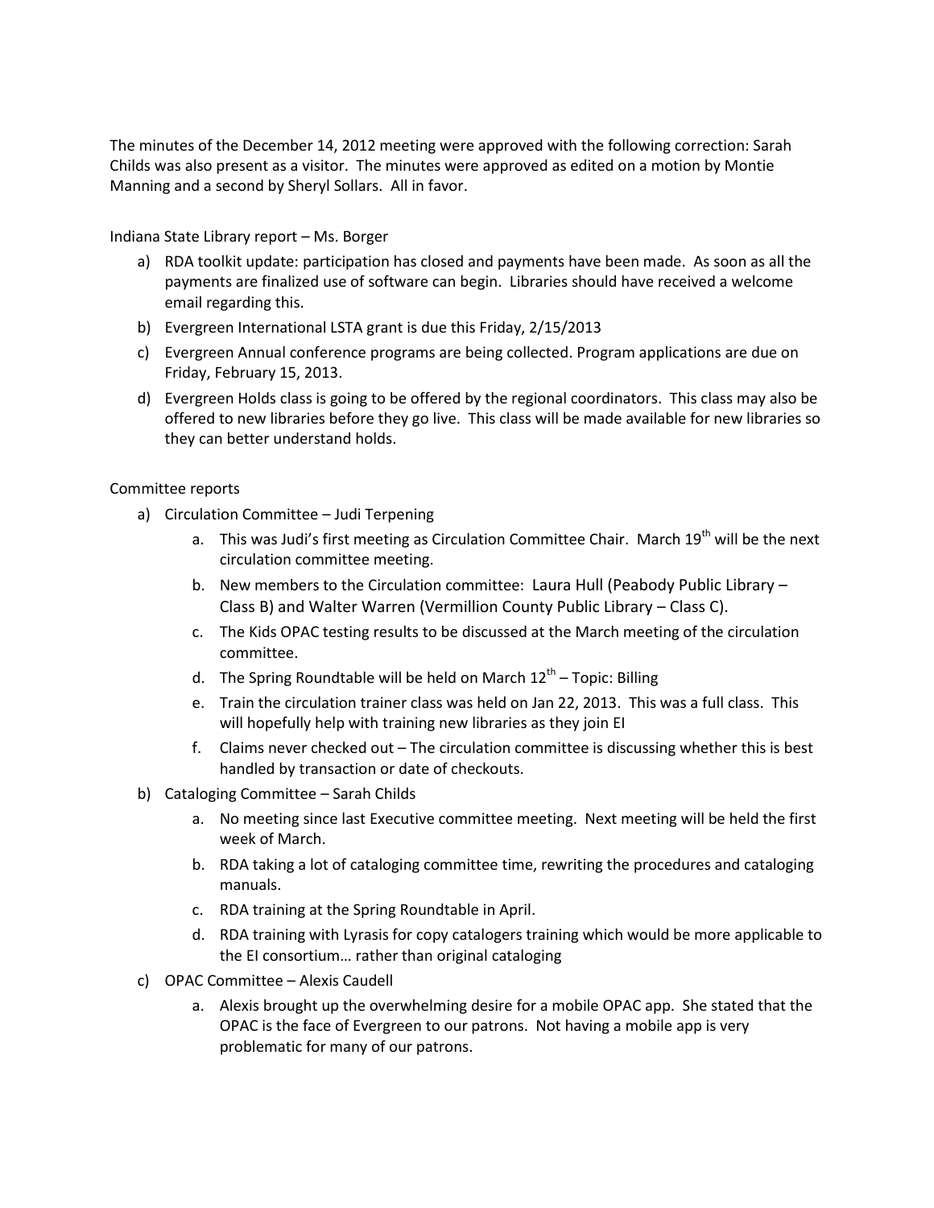The minutes of the December 14, 2012 meeting were approved with the following correction: Sarah Childs was also present as a visitor. The minutes were approved as edited on a motion by Montie Manning and a second by Sheryl Sollars. All in favor.

Indiana State Library report – Ms. Borger

a) RDA toolkit update: participation has closed and payments have been made. As soon as all the payments are finalized use of software can begin. Libraries should have received a welcome email regarding this.
b) Evergreen International LSTA grant is due this Friday, 2/15/2013
c) Evergreen Annual conference programs are being collected. Program applications are due on Friday, February 15, 2013.
d) Evergreen Holds class is going to be offered by the regional coordinators. This class may also be offered to new libraries before they go live. This class will be made available for new libraries so they can better understand holds.

Committee reports

a) Circulation Committee – Judi Terpening
   a. This was Judi's first meeting as Circulation Committee Chair. March 19th will be the next circulation committee meeting.
   b. New members to the Circulation committee: Laura Hull (Peabody Public Library – Class B) and Walter Warren (Vermillion County Public Library – Class C).
   c. The Kids OPAC testing results to be discussed at the March meeting of the circulation committee.
   d. The Spring Roundtable will be held on March 12th – Topic: Billing
   e. Train the circulation trainer class was held on Jan 22, 2013. This was a full class. This will hopefully help with training new libraries as they join EI
   f. Claims never checked out – The circulation committee is discussing whether this is best handled by transaction or date of checkouts.
b) Cataloging Committee – Sarah Childs
   a. No meeting since last Executive committee meeting. Next meeting will be held the first week of March.
   b. RDA taking a lot of cataloging committee time, rewriting the procedures and cataloging manuals.
   c. RDA training at the Spring Roundtable in April.
   d. RDA training with Lyrasis for copy catalogers training which would be more applicable to the EI consortium… rather than original cataloging
c) OPAC Committee – Alexis Caudell
   a. Alexis brought up the overwhelming desire for a mobile OPAC app. She stated that the OPAC is the face of Evergreen to our patrons. Not having a mobile app is very problematic for many of our patrons.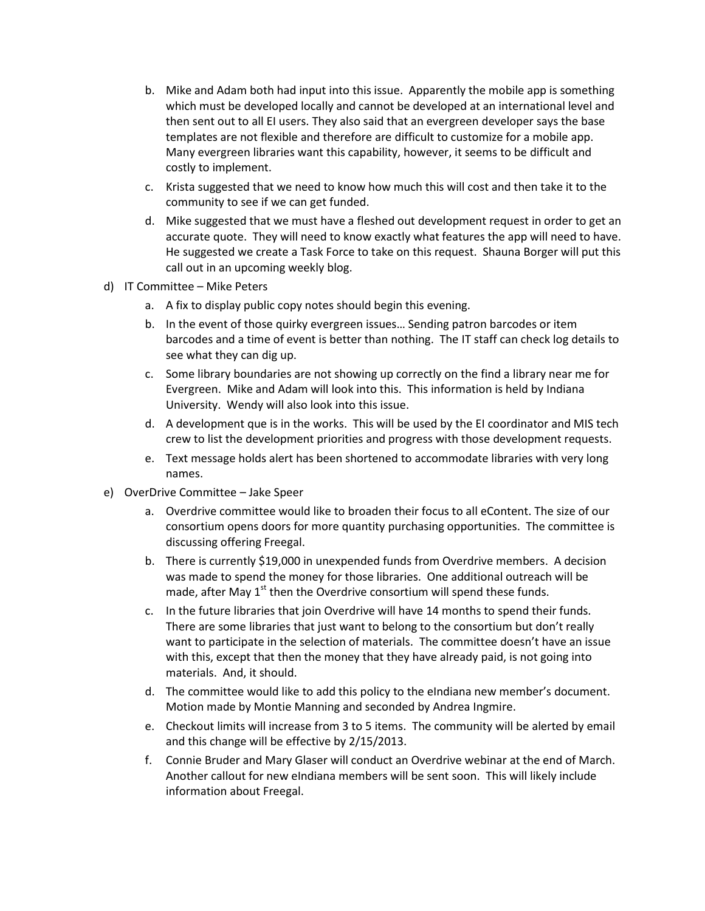b. Mike and Adam both had input into this issue. Apparently the mobile app is something which must be developed locally and cannot be developed at an international level and then sent out to all EI users. They also said that an evergreen developer says the base templates are not flexible and therefore are difficult to customize for a mobile app. Many evergreen libraries want this capability, however, it seems to be difficult and costly to implement.

c. Krista suggested that we need to know how much this will cost and then take it to the community to see if we can get funded.

d. Mike suggested that we must have a fleshed out development request in order to get an accurate quote. They will need to know exactly what features the app will need to have. He suggested we create a Task Force to take on this request. Shauna Borger will put this call out in an upcoming weekly blog.

d) IT Committee – Mike Peters

  a. A fix to display public copy notes should begin this evening.
  b. In the event of those quirky evergreen issues… Sending patron barcodes or item barcodes and a time of event is better than nothing. The IT staff can check log details to see what they can dig up.
  c. Some library boundaries are not showing up correctly on the find a library near me for Evergreen. Mike and Adam will look into this. This information is held by Indiana University. Wendy will also look into this issue.
  d. A development que is in the works. This will be used by the EI coordinator and MIS tech crew to list the development priorities and progress with those development requests.
  e. Text message holds alert has been shortened to accommodate libraries with very long names.

e) OverDrive Committee – Jake Speer

  a. Overdrive committee would like to broaden their focus to all eContent. The size of our consortium opens doors for more quantity purchasing opportunities. The committee is discussing offering Freegal.
  b. There is currently $19,000 in unexpended funds from Overdrive members. A decision was made to spend the money for those libraries. One additional outreach will be made, after May 1st then the Overdrive consortium will spend these funds.
  c. In the future libraries that join Overdrive will have 14 months to spend their funds. There are some libraries that just want to belong to the consortium but don't really want to participate in the selection of materials. The committee doesn't have an issue with this, except that then the money that they have already paid, is not going into materials. And, it should.
  d. The committee would like to add this policy to the eIndiana new member's document. Motion made by Montie Manning and seconded by Andrea Ingmire.
  e. Checkout limits will increase from 3 to 5 items. The community will be alerted by email and this change will be effective by 2/15/2013.
  f. Connie Bruder and Mary Glaser will conduct an Overdrive webinar at the end of March. Another callout for new eIndiana members will be sent soon. This will likely include information about Freegal.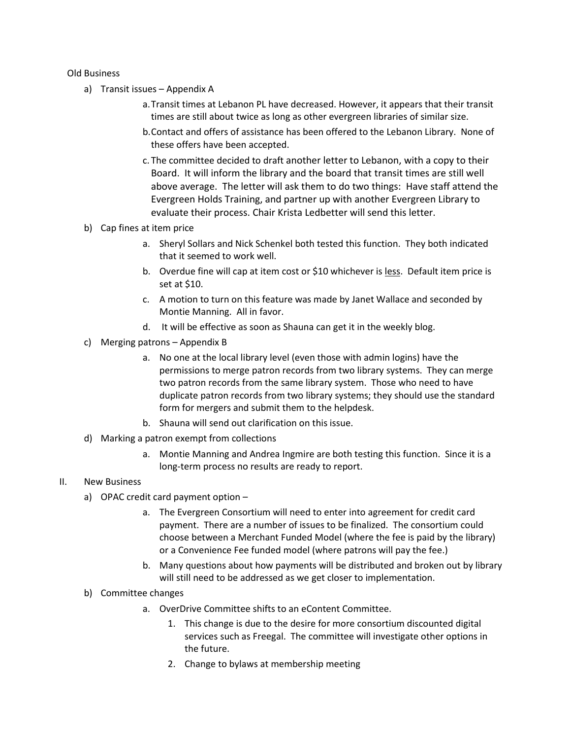Old Business

a) Transit issues – Appendix A
   a. Transit times at Lebanon PL have decreased. However, it appears that their transit times are still about twice as long as other evergreen libraries of similar size.
   b. Contact and offers of assistance has been offered to the Lebanon Library. None of these offers have been accepted.
   c. The committee decided to draft another letter to Lebanon, with a copy to their Board. It will inform the library and the board that transit times are still well above average. The letter will ask them to do two things: Have staff attend the Evergreen Holds Training, and partner up with another Evergreen Library to evaluate their process. Chair Krista Ledbetter will send this letter.
b) Cap fines at item price
   a. Sheryl Sollars and Nick Schenkel both tested this function. They both indicated that it seemed to work well.
   b. Overdue fine will cap at item cost or $10 whichever is <u>less</u>. Default item price is set at $10.
   c. A motion to turn on this feature was made by Janet Wallace and seconded by Montie Manning. All in favor.
   d. It will be effective as soon as Shauna can get it in the weekly blog.
c) Merging patrons – Appendix B
   a. No one at the local library level (even those with admin logins) have the permissions to merge patron records from two library systems. They can merge two patron records from the same library system. Those who need to have duplicate patron records from two library systems; they should use the standard form for mergers and submit them to the helpdesk.
   b. Shauna will send out clarification on this issue.
d) Marking a patron exempt from collections
   a. Montie Manning and Andrea Ingmire are both testing this function. Since it is a long-term process no results are ready to report.

II. New Business

a) OPAC credit card payment option –
   a. The Evergreen Consortium will need to enter into agreement for credit card payment. There are a number of issues to be finalized. The consortium could choose between a Merchant Funded Model (where the fee is paid by the library) or a Convenience Fee funded model (where patrons will pay the fee.)
   b. Many questions about how payments will be distributed and broken out by library will still need to be addressed as we get closer to implementation.
b) Committee changes
   a. OverDrive Committee shifts to an eContent Committee.
      1. This change is due to the desire for more consortium discounted digital services such as Freegal. The committee will investigate other options in the future.
      2. Change to bylaws at membership meeting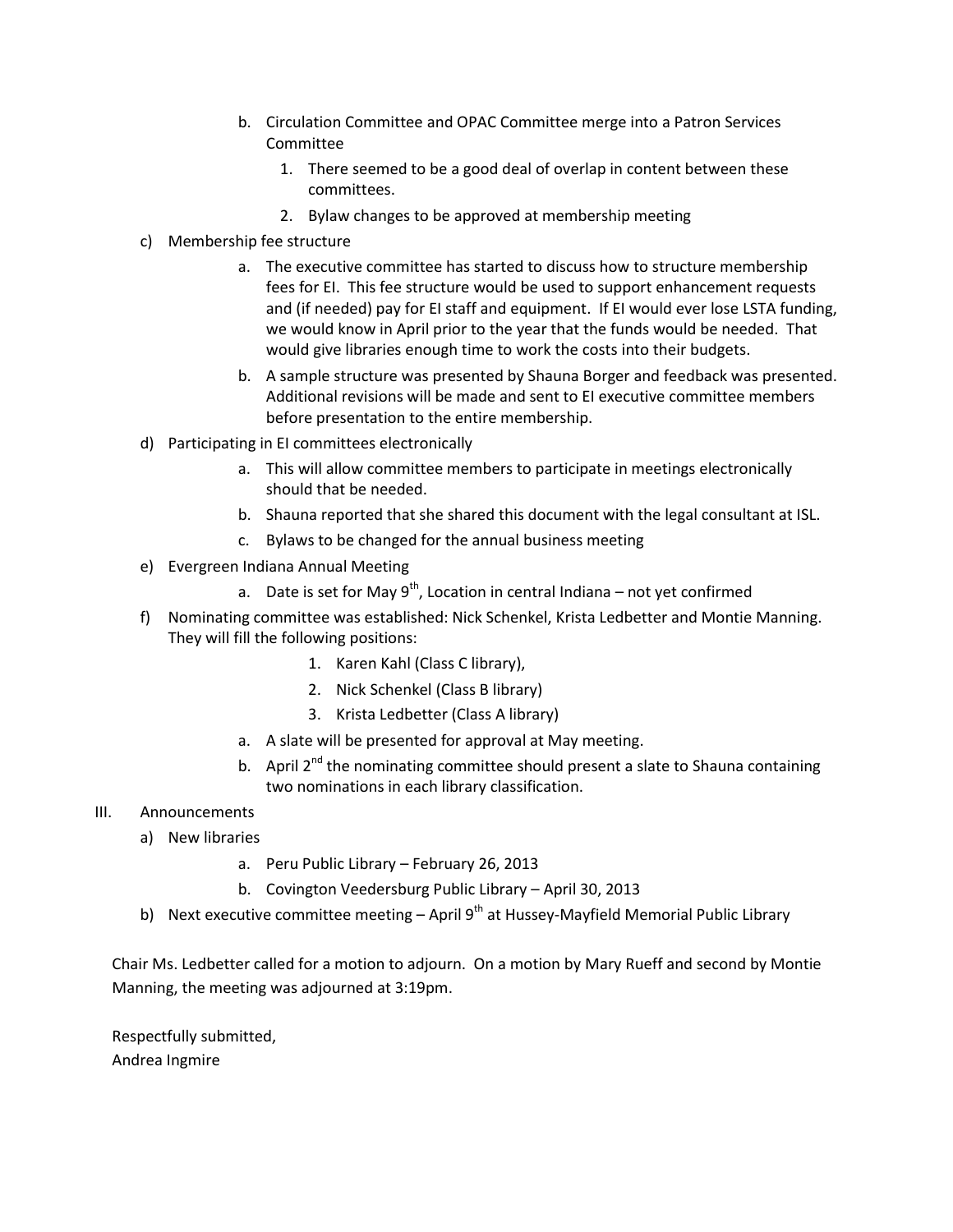b. Circulation Committee and OPAC Committee merge into a Patron Services Committee
      1. There seemed to be a good deal of overlap in content between these committees.
      2. Bylaw changes to be approved at membership meeting

c) Membership fee structure
   a. The executive committee has started to discuss how to structure membership fees for EI. This fee structure would be used to support enhancement requests and (if needed) pay for EI staff and equipment. If EI would ever lose LSTA funding, we would know in April prior to the year that the funds would be needed. That would give libraries enough time to work the costs into their budgets.
   b. A sample structure was presented by Shauna Borger and feedback was presented. Additional revisions will be made and sent to EI executive committee members before presentation to the entire membership.

d) Participating in EI committees electronically
   a. This will allow committee members to participate in meetings electronically should that be needed.
   b. Shauna reported that she shared this document with the legal consultant at ISL.
   c. Bylaws to be changed for the annual business meeting

e) Evergreen Indiana Annual Meeting
   a. Date is set for May 9th, Location in central Indiana – not yet confirmed

f) Nominating committee was established: Nick Schenkel, Krista Ledbetter and Montie Manning. They will fill the following positions:
   1. Karen Kahl (Class C library),
   2. Nick Schenkel (Class B library)
   3. Krista Ledbetter (Class A library)

   a. A slate will be presented for approval at May meeting.
   b. April 2nd the nominating committee should present a slate to Shauna containing two nominations in each library classification.

III. Announcements

a) New libraries
   a. Peru Public Library – February 26, 2013
   b. Covington Veedersburg Public Library – April 30, 2013

b) Next executive committee meeting – April 9th at Hussey-Mayfield Memorial Public Library

Chair Ms. Ledbetter called for a motion to adjourn. On a motion by Mary Rueff and second by Montie Manning, the meeting was adjourned at 3:19pm.

Respectfully submitted,
Andrea Ingmire